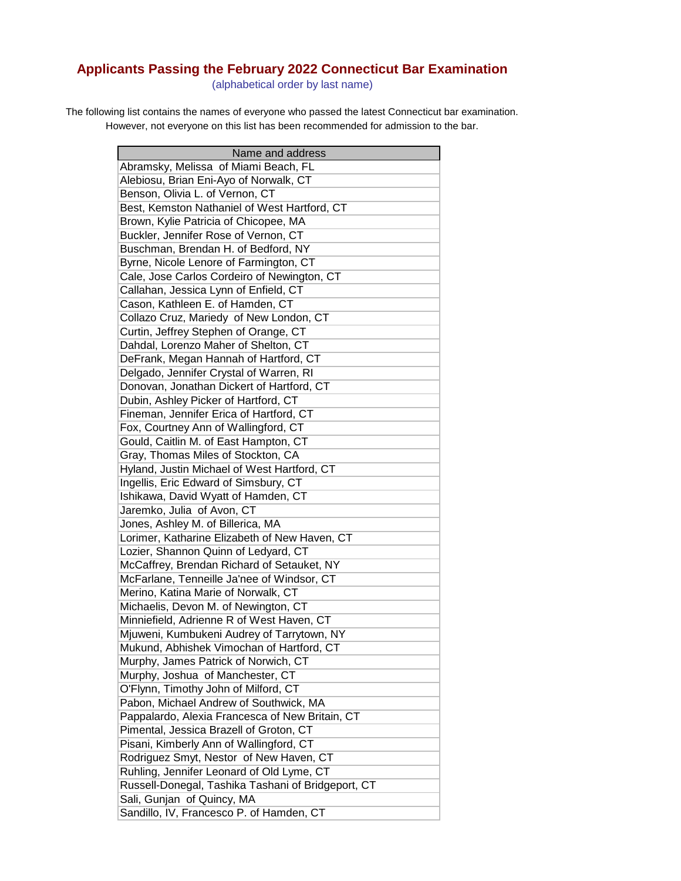# Applicants Passing the February 2022 Connecticut Bar Examination

(alphabetical order by last name)

The following list contains the names of everyone who passed the latest Connecticut bar examination. However, not everyone on this list has been recommended for admission to the bar.

| Name and address |
|---|
| Abramsky, Melissa of Miami Beach, FL |
| Alebiosu, Brian Eni-Ayo of Norwalk, CT |
| Benson, Olivia L. of Vernon, CT |
| Best, Kemston Nathaniel of West Hartford, CT |
| Brown, Kylie Patricia of Chicopee, MA |
| Buckler, Jennifer Rose of Vernon, CT |
| Buschman, Brendan H. of Bedford, NY |
| Byrne, Nicole Lenore of Farmington, CT |
| Cale, Jose Carlos Cordeiro of Newington, CT |
| Callahan, Jessica Lynn of Enfield, CT |
| Cason, Kathleen E. of Hamden, CT |
| Collazo Cruz, Mariedy of New London, CT |
| Curtin, Jeffrey Stephen of Orange, CT |
| Dahdal, Lorenzo Maher of Shelton, CT |
| DeFrank, Megan Hannah of Hartford, CT |
| Delgado, Jennifer Crystal of Warren, RI |
| Donovan, Jonathan Dickert of Hartford, CT |
| Dubin, Ashley Picker of Hartford, CT |
| Fineman, Jennifer Erica of Hartford, CT |
| Fox, Courtney Ann of Wallingford, CT |
| Gould, Caitlin M. of East Hampton, CT |
| Gray, Thomas Miles of Stockton, CA |
| Hyland, Justin Michael of West Hartford, CT |
| Ingellis, Eric Edward of Simsbury, CT |
| Ishikawa, David Wyatt of Hamden, CT |
| Jaremko, Julia of Avon, CT |
| Jones, Ashley M. of Billerica, MA |
| Lorimer, Katharine Elizabeth of New Haven, CT |
| Lozier, Shannon Quinn of Ledyard, CT |
| McCaffrey, Brendan Richard of Setauket, NY |
| McFarlane, Tenneille Ja'nee of Windsor, CT |
| Merino, Katina Marie of Norwalk, CT |
| Michaelis, Devon M. of Newington, CT |
| Minniefield, Adrienne R of West Haven, CT |
| Mjuweni, Kumbukeni Audrey of Tarrytown, NY |
| Mukund, Abhishek Vimochan of Hartford, CT |
| Murphy, James Patrick of Norwich, CT |
| Murphy, Joshua of Manchester, CT |
| O'Flynn, Timothy John of Milford, CT |
| Pabon, Michael Andrew of Southwick, MA |
| Pappalardo, Alexia Francesca of New Britain, CT |
| Pimental, Jessica Brazell of Groton, CT |
| Pisani, Kimberly Ann of Wallingford, CT |
| Rodriguez Smyt, Nestor of New Haven, CT |
| Ruhling, Jennifer Leonard of Old Lyme, CT |
| Russell-Donegal, Tashika Tashani of Bridgeport, CT |
| Sali, Gunjan of Quincy, MA |
| Sandillo, IV, Francesco P. of Hamden, CT |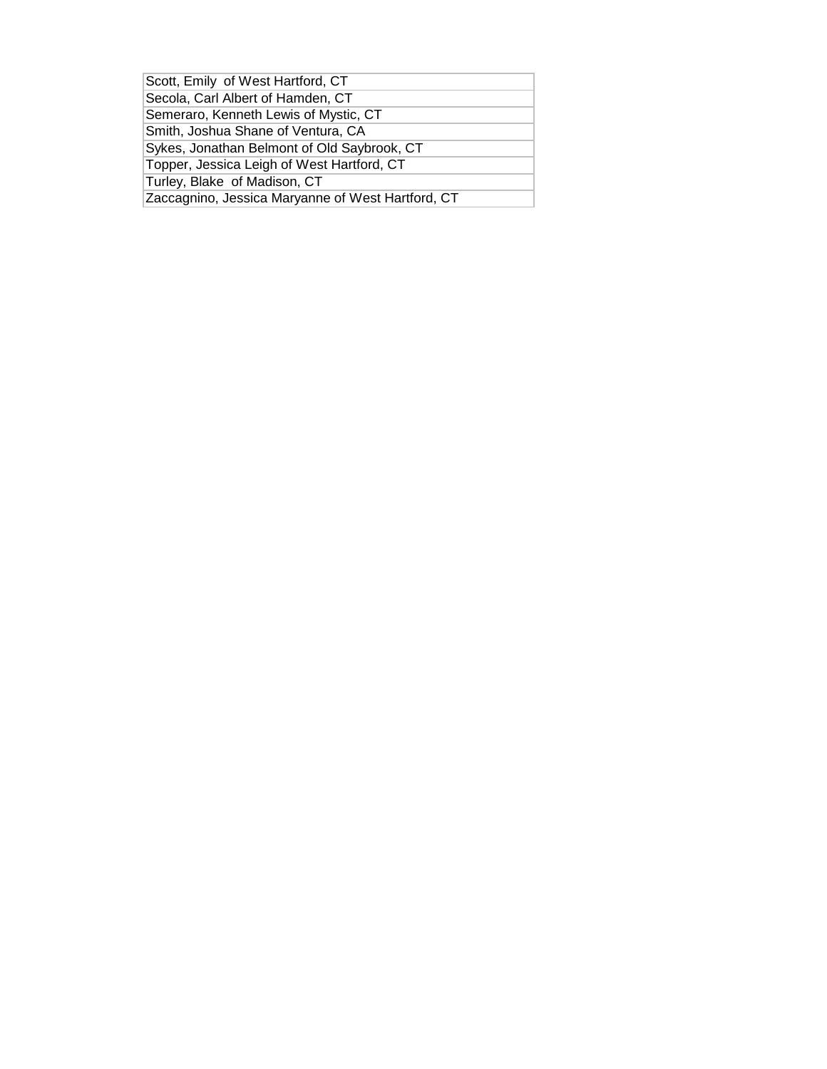| |
|---|
| Scott, Emily of West Hartford, CT |
| Secola, Carl Albert of Hamden, CT |
| Semeraro, Kenneth Lewis of Mystic, CT |
| Smith, Joshua Shane of Ventura, CA |
| Sykes, Jonathan Belmont of Old Saybrook, CT |
| Topper, Jessica Leigh of West Hartford, CT |
| Turley, Blake of Madison, CT |
| Zaccagnino, Jessica Maryanne of West Hartford, CT |